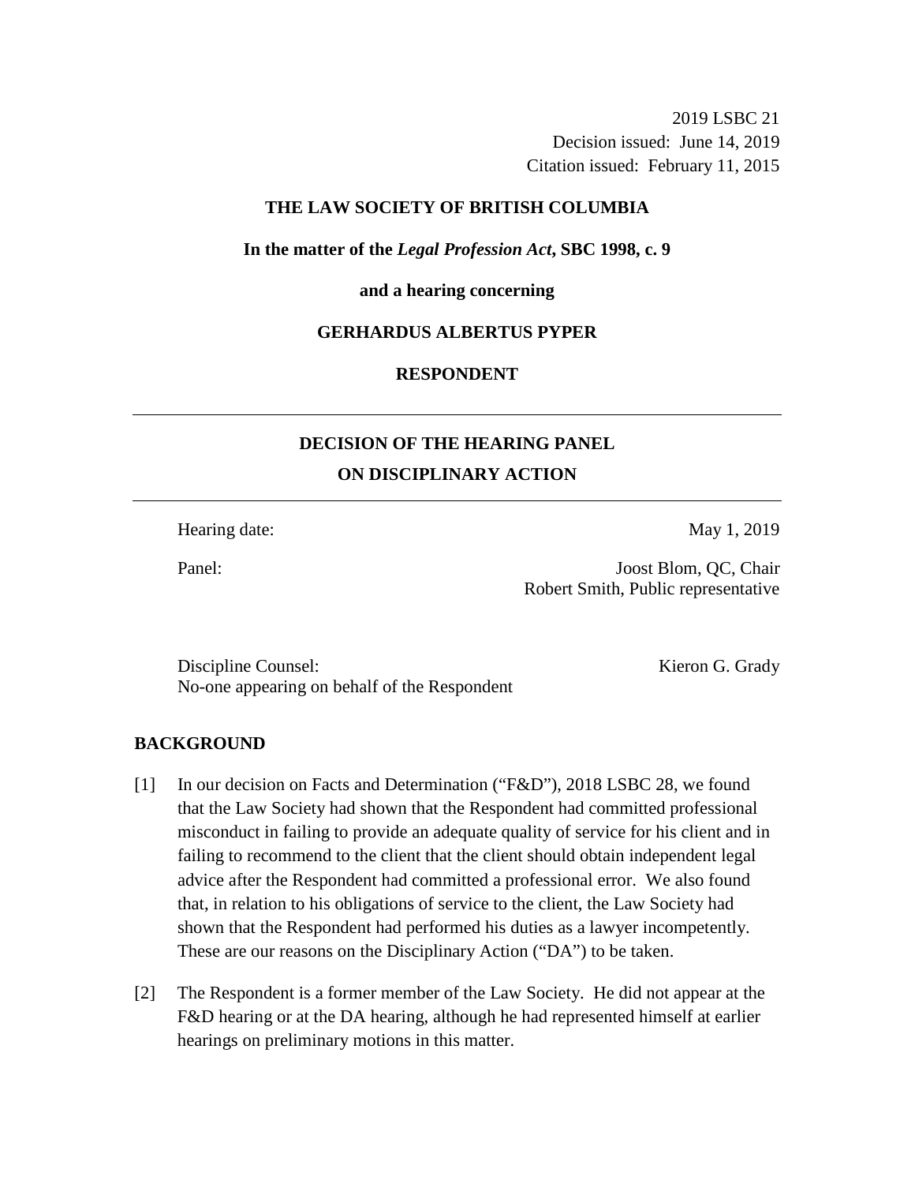2019 LSBC 21
Decision issued: June 14, 2019
Citation issued: February 11, 2015

**THE LAW SOCIETY OF BRITISH COLUMBIA**

**In the matter of the *Legal Profession Act*, SBC 1998, c. 9**

**and a hearing concerning**

**GERHARDUS ALBERTUS PYPER**

**RESPONDENT**

---

## DECISION OF THE HEARING PANEL ON DISCIPLINARY ACTION

---

Hearing date: May 1, 2019

Panel: Joost Blom, QC, Chair
Robert Smith, Public representative

Discipline Counsel: Kieron G. Grady
No-one appearing on behalf of the Respondent

## BACKGROUND

[1] In our decision on Facts and Determination ("F&D"), 2018 LSBC 28, we found that the Law Society had shown that the Respondent had committed professional misconduct in failing to provide an adequate quality of service for his client and in failing to recommend to the client that the client should obtain independent legal advice after the Respondent had committed a professional error. We also found that, in relation to his obligations of service to the client, the Law Society had shown that the Respondent had performed his duties as a lawyer incompetently. These are our reasons on the Disciplinary Action ("DA") to be taken.

[2] The Respondent is a former member of the Law Society. He did not appear at the F&D hearing or at the DA hearing, although he had represented himself at earlier hearings on preliminary motions in this matter.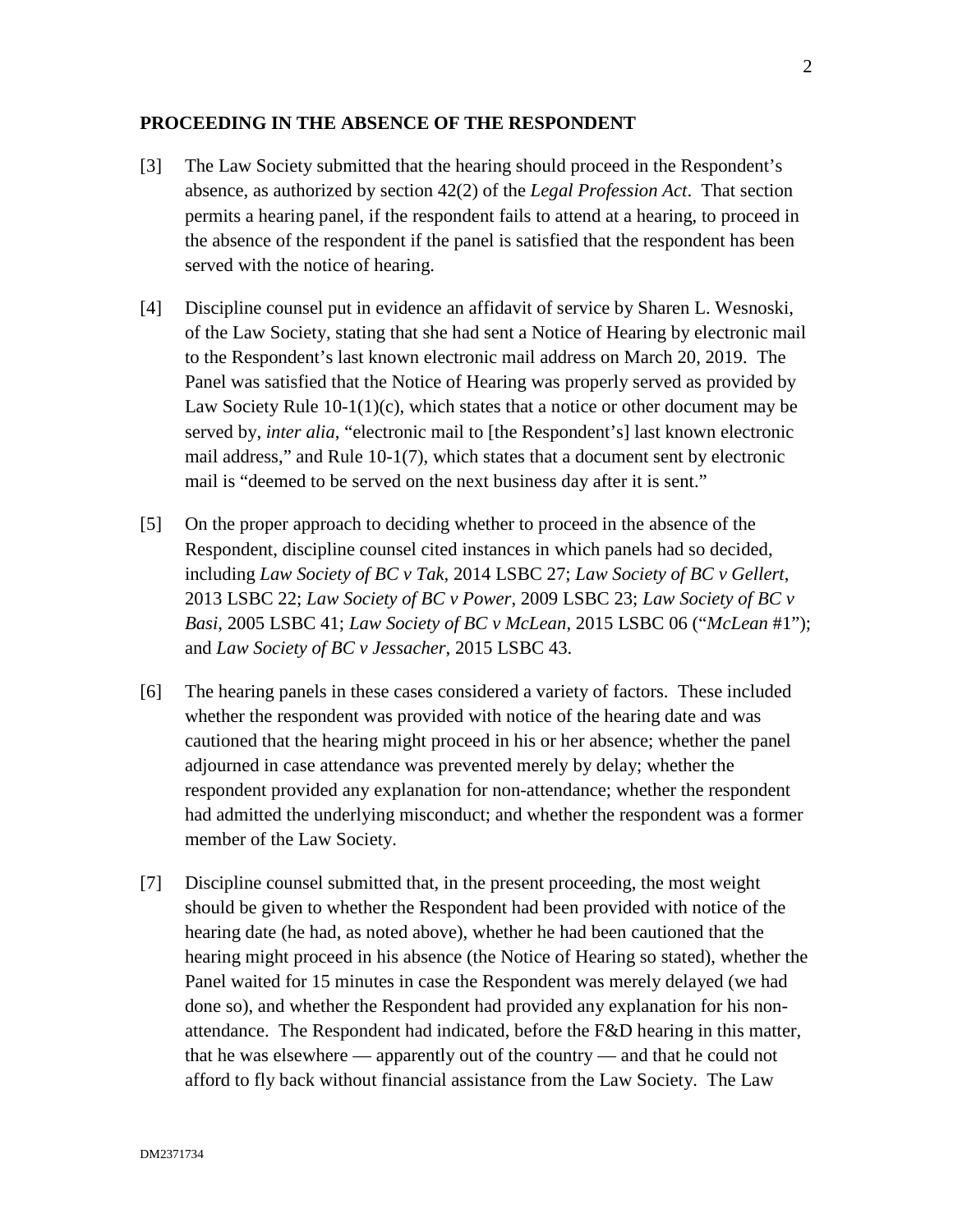## PROCEEDING IN THE ABSENCE OF THE RESPONDENT

[3] The Law Society submitted that the hearing should proceed in the Respondent's absence, as authorized by section 42(2) of the *Legal Profession Act*. That section permits a hearing panel, if the respondent fails to attend at a hearing, to proceed in the absence of the respondent if the panel is satisfied that the respondent has been served with the notice of hearing.

[4] Discipline counsel put in evidence an affidavit of service by Sharen L. Wesnoski, of the Law Society, stating that she had sent a Notice of Hearing by electronic mail to the Respondent's last known electronic mail address on March 20, 2019. The Panel was satisfied that the Notice of Hearing was properly served as provided by Law Society Rule 10-1(1)(c), which states that a notice or other document may be served by, *inter alia*, "electronic mail to [the Respondent's] last known electronic mail address," and Rule 10-1(7), which states that a document sent by electronic mail is "deemed to be served on the next business day after it is sent."

[5] On the proper approach to deciding whether to proceed in the absence of the Respondent, discipline counsel cited instances in which panels had so decided, including *Law Society of BC v Tak*, 2014 LSBC 27; *Law Society of BC v Gellert*, 2013 LSBC 22; *Law Society of BC v Power*, 2009 LSBC 23; *Law Society of BC v Basi*, 2005 LSBC 41; *Law Society of BC v McLean*, 2015 LSBC 06 ("*McLean* #1"); and *Law Society of BC v Jessacher*, 2015 LSBC 43.

[6] The hearing panels in these cases considered a variety of factors. These included whether the respondent was provided with notice of the hearing date and was cautioned that the hearing might proceed in his or her absence; whether the panel adjourned in case attendance was prevented merely by delay; whether the respondent provided any explanation for non-attendance; whether the respondent had admitted the underlying misconduct; and whether the respondent was a former member of the Law Society.

[7] Discipline counsel submitted that, in the present proceeding, the most weight should be given to whether the Respondent had been provided with notice of the hearing date (he had, as noted above), whether he had been cautioned that the hearing might proceed in his absence (the Notice of Hearing so stated), whether the Panel waited for 15 minutes in case the Respondent was merely delayed (we had done so), and whether the Respondent had provided any explanation for his non-attendance. The Respondent had indicated, before the F&D hearing in this matter, that he was elsewhere — apparently out of the country — and that he could not afford to fly back without financial assistance from the Law Society. The Law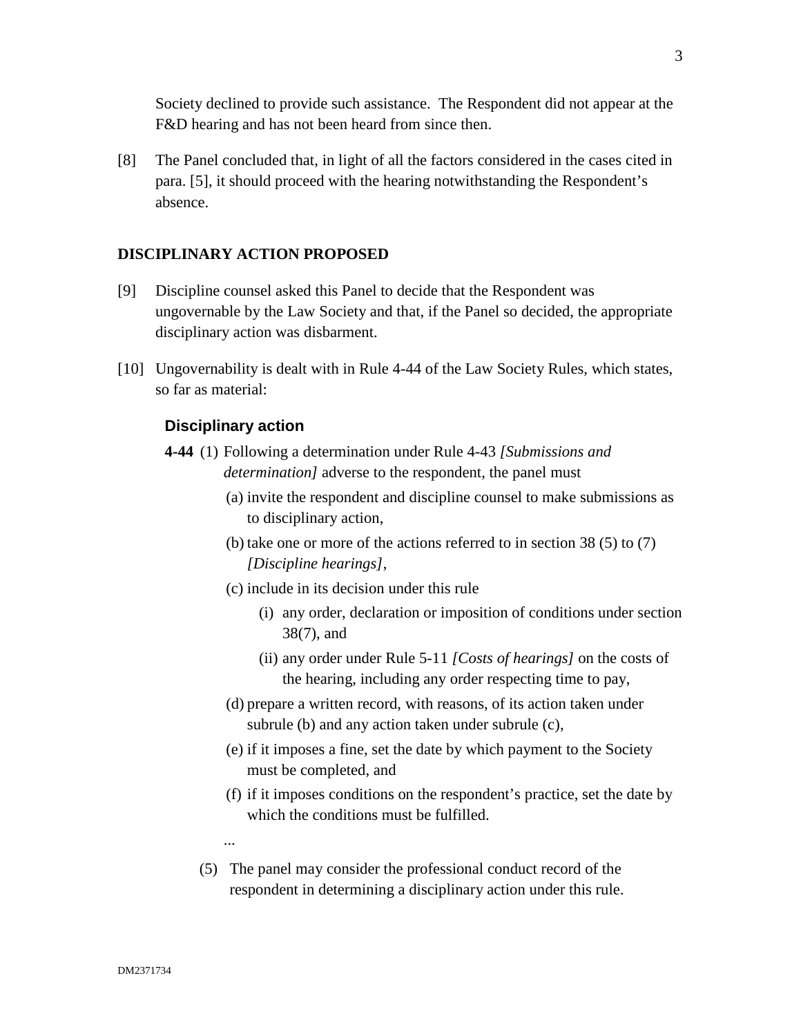Society declined to provide such assistance. The Respondent did not appear at the F&D hearing and has not been heard from since then.

[8] The Panel concluded that, in light of all the factors considered in the cases cited in para. [5], it should proceed with the hearing notwithstanding the Respondent's absence.

## DISCIPLINARY ACTION PROPOSED

[9] Discipline counsel asked this Panel to decide that the Respondent was ungovernable by the Law Society and that, if the Panel so decided, the appropriate disciplinary action was disbarment.

[10] Ungovernability is dealt with in Rule 4-44 of the Law Society Rules, which states, so far as material:

> **Disciplinary action**
>
> **4-44** (1) Following a determination under Rule 4-43 *[Submissions and determination]* adverse to the respondent, the panel must
>
> (a) invite the respondent and discipline counsel to make submissions as to disciplinary action,
>
> (b) take one or more of the actions referred to in section 38 (5) to (7) *[Discipline hearings]*,
>
> (c) include in its decision under this rule
>
> (i) any order, declaration or imposition of conditions under section 38(7), and
>
> (ii) any order under Rule 5-11 *[Costs of hearings]* on the costs of the hearing, including any order respecting time to pay,
>
> (d) prepare a written record, with reasons, of its action taken under subrule (b) and any action taken under subrule (c),
>
> (e) if it imposes a fine, set the date by which payment to the Society must be completed, and
>
> (f) if it imposes conditions on the respondent's practice, set the date by which the conditions must be fulfilled.
>
> ...
>
> (5) The panel may consider the professional conduct record of the respondent in determining a disciplinary action under this rule.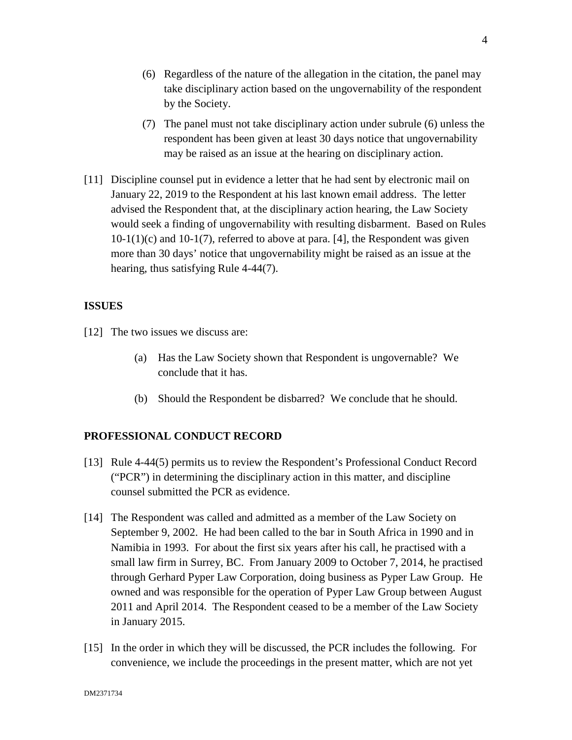(6) Regardless of the nature of the allegation in the citation, the panel may take disciplinary action based on the ungovernability of the respondent by the Society.

(7) The panel must not take disciplinary action under subrule (6) unless the respondent has been given at least 30 days notice that ungovernability may be raised as an issue at the hearing on disciplinary action.

[11] Discipline counsel put in evidence a letter that he had sent by electronic mail on January 22, 2019 to the Respondent at his last known email address. The letter advised the Respondent that, at the disciplinary action hearing, the Law Society would seek a finding of ungovernability with resulting disbarment. Based on Rules 10-1(1)(c) and 10-1(7), referred to above at para. [4], the Respondent was given more than 30 days' notice that ungovernability might be raised as an issue at the hearing, thus satisfying Rule 4-44(7).

## ISSUES

[12] The two issues we discuss are:

(a) Has the Law Society shown that Respondent is ungovernable? We conclude that it has.

(b) Should the Respondent be disbarred? We conclude that he should.

## PROFESSIONAL CONDUCT RECORD

[13] Rule 4-44(5) permits us to review the Respondent's Professional Conduct Record ("PCR") in determining the disciplinary action in this matter, and discipline counsel submitted the PCR as evidence.

[14] The Respondent was called and admitted as a member of the Law Society on September 9, 2002. He had been called to the bar in South Africa in 1990 and in Namibia in 1993. For about the first six years after his call, he practised with a small law firm in Surrey, BC. From January 2009 to October 7, 2014, he practised through Gerhard Pyper Law Corporation, doing business as Pyper Law Group. He owned and was responsible for the operation of Pyper Law Group between August 2011 and April 2014. The Respondent ceased to be a member of the Law Society in January 2015.

[15] In the order in which they will be discussed, the PCR includes the following. For convenience, we include the proceedings in the present matter, which are not yet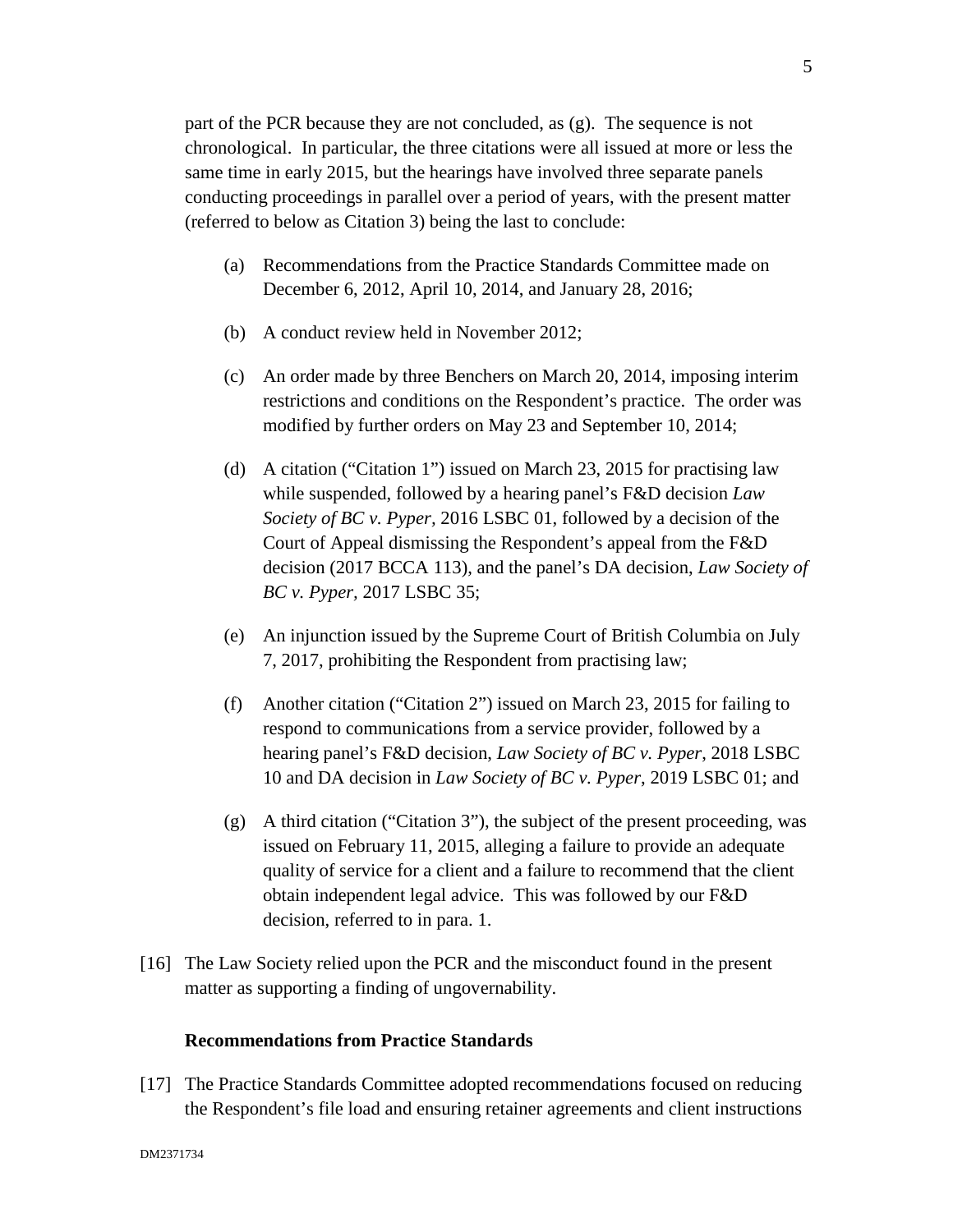part of the PCR because they are not concluded, as (g). The sequence is not chronological. In particular, the three citations were all issued at more or less the same time in early 2015, but the hearings have involved three separate panels conducting proceedings in parallel over a period of years, with the present matter (referred to below as Citation 3) being the last to conclude:

(a) Recommendations from the Practice Standards Committee made on December 6, 2012, April 10, 2014, and January 28, 2016;

(b) A conduct review held in November 2012;

(c) An order made by three Benchers on March 20, 2014, imposing interim restrictions and conditions on the Respondent's practice. The order was modified by further orders on May 23 and September 10, 2014;

(d) A citation ("Citation 1") issued on March 23, 2015 for practising law while suspended, followed by a hearing panel's F&D decision *Law Society of BC v. Pyper*, 2016 LSBC 01, followed by a decision of the Court of Appeal dismissing the Respondent's appeal from the F&D decision (2017 BCCA 113), and the panel's DA decision, *Law Society of BC v. Pyper*, 2017 LSBC 35;

(e) An injunction issued by the Supreme Court of British Columbia on July 7, 2017, prohibiting the Respondent from practising law;

(f) Another citation ("Citation 2") issued on March 23, 2015 for failing to respond to communications from a service provider, followed by a hearing panel's F&D decision, *Law Society of BC v. Pyper*, 2018 LSBC 10 and DA decision in *Law Society of BC v. Pyper*, 2019 LSBC 01; and

(g) A third citation ("Citation 3"), the subject of the present proceeding, was issued on February 11, 2015, alleging a failure to provide an adequate quality of service for a client and a failure to recommend that the client obtain independent legal advice. This was followed by our F&D decision, referred to in para. 1.

[16] The Law Society relied upon the PCR and the misconduct found in the present matter as supporting a finding of ungovernability.

**Recommendations from Practice Standards**

[17] The Practice Standards Committee adopted recommendations focused on reducing the Respondent's file load and ensuring retainer agreements and client instructions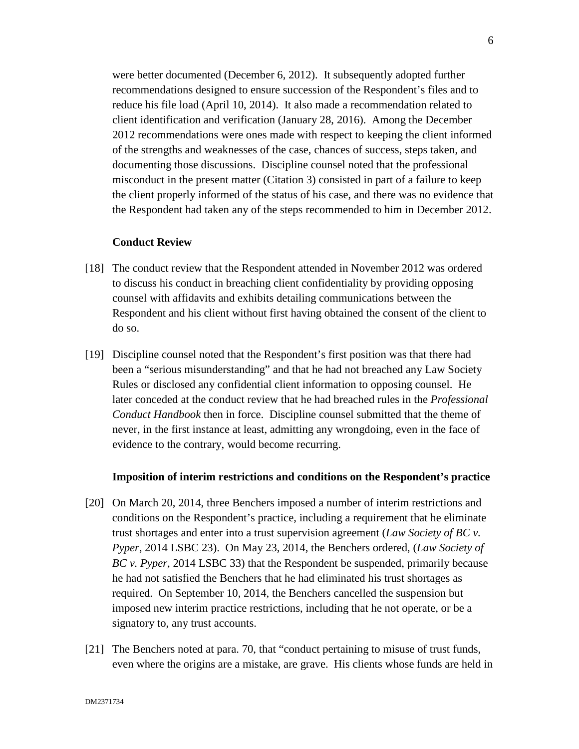were better documented (December 6, 2012). It subsequently adopted further recommendations designed to ensure succession of the Respondent's files and to reduce his file load (April 10, 2014). It also made a recommendation related to client identification and verification (January 28, 2016). Among the December 2012 recommendations were ones made with respect to keeping the client informed of the strengths and weaknesses of the case, chances of success, steps taken, and documenting those discussions. Discipline counsel noted that the professional misconduct in the present matter (Citation 3) consisted in part of a failure to keep the client properly informed of the status of his case, and there was no evidence that the Respondent had taken any of the steps recommended to him in December 2012.

### Conduct Review

[18] The conduct review that the Respondent attended in November 2012 was ordered to discuss his conduct in breaching client confidentiality by providing opposing counsel with affidavits and exhibits detailing communications between the Respondent and his client without first having obtained the consent of the client to do so.

[19] Discipline counsel noted that the Respondent's first position was that there had been a "serious misunderstanding" and that he had not breached any Law Society Rules or disclosed any confidential client information to opposing counsel. He later conceded at the conduct review that he had breached rules in the *Professional Conduct Handbook* then in force. Discipline counsel submitted that the theme of never, in the first instance at least, admitting any wrongdoing, even in the face of evidence to the contrary, would become recurring.

### Imposition of interim restrictions and conditions on the Respondent's practice

[20] On March 20, 2014, three Benchers imposed a number of interim restrictions and conditions on the Respondent's practice, including a requirement that he eliminate trust shortages and enter into a trust supervision agreement (*Law Society of BC v. Pyper*, 2014 LSBC 23). On May 23, 2014, the Benchers ordered, (*Law Society of BC v. Pyper*, 2014 LSBC 33) that the Respondent be suspended, primarily because he had not satisfied the Benchers that he had eliminated his trust shortages as required. On September 10, 2014, the Benchers cancelled the suspension but imposed new interim practice restrictions, including that he not operate, or be a signatory to, any trust accounts.

[21] The Benchers noted at para. 70, that "conduct pertaining to misuse of trust funds, even where the origins are a mistake, are grave. His clients whose funds are held in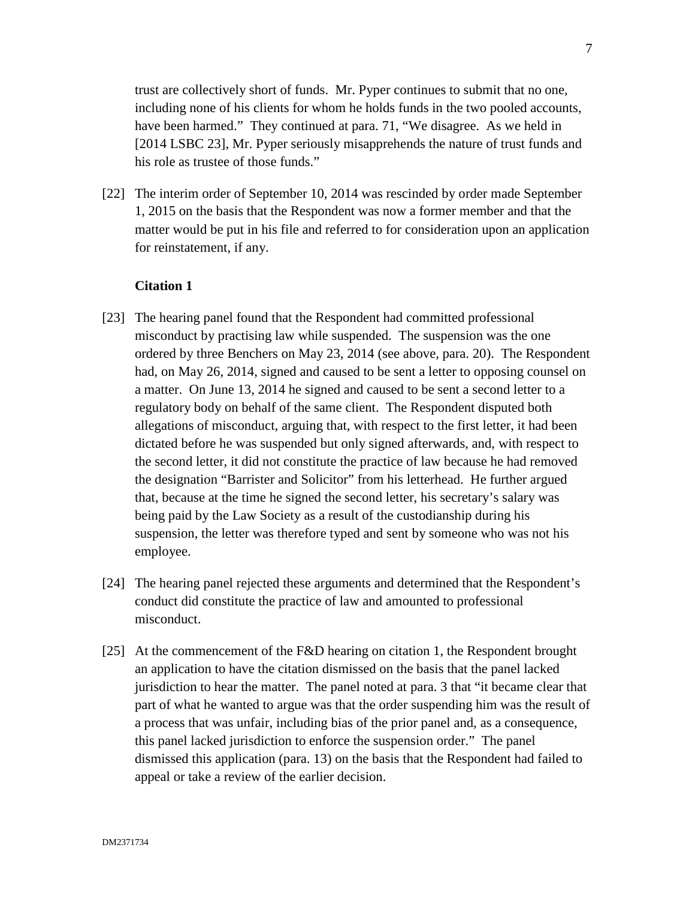trust are collectively short of funds. Mr. Pyper continues to submit that no one, including none of his clients for whom he holds funds in the two pooled accounts, have been harmed." They continued at para. 71, "We disagree. As we held in [2014 LSBC 23], Mr. Pyper seriously misapprehends the nature of trust funds and his role as trustee of those funds."

[22] The interim order of September 10, 2014 was rescinded by order made September 1, 2015 on the basis that the Respondent was now a former member and that the matter would be put in his file and referred to for consideration upon an application for reinstatement, if any.

**Citation 1**

[23] The hearing panel found that the Respondent had committed professional misconduct by practising law while suspended. The suspension was the one ordered by three Benchers on May 23, 2014 (see above, para. 20). The Respondent had, on May 26, 2014, signed and caused to be sent a letter to opposing counsel on a matter. On June 13, 2014 he signed and caused to be sent a second letter to a regulatory body on behalf of the same client. The Respondent disputed both allegations of misconduct, arguing that, with respect to the first letter, it had been dictated before he was suspended but only signed afterwards, and, with respect to the second letter, it did not constitute the practice of law because he had removed the designation "Barrister and Solicitor" from his letterhead. He further argued that, because at the time he signed the second letter, his secretary's salary was being paid by the Law Society as a result of the custodianship during his suspension, the letter was therefore typed and sent by someone who was not his employee.

[24] The hearing panel rejected these arguments and determined that the Respondent's conduct did constitute the practice of law and amounted to professional misconduct.

[25] At the commencement of the F&D hearing on citation 1, the Respondent brought an application to have the citation dismissed on the basis that the panel lacked jurisdiction to hear the matter. The panel noted at para. 3 that "it became clear that part of what he wanted to argue was that the order suspending him was the result of a process that was unfair, including bias of the prior panel and, as a consequence, this panel lacked jurisdiction to enforce the suspension order." The panel dismissed this application (para. 13) on the basis that the Respondent had failed to appeal or take a review of the earlier decision.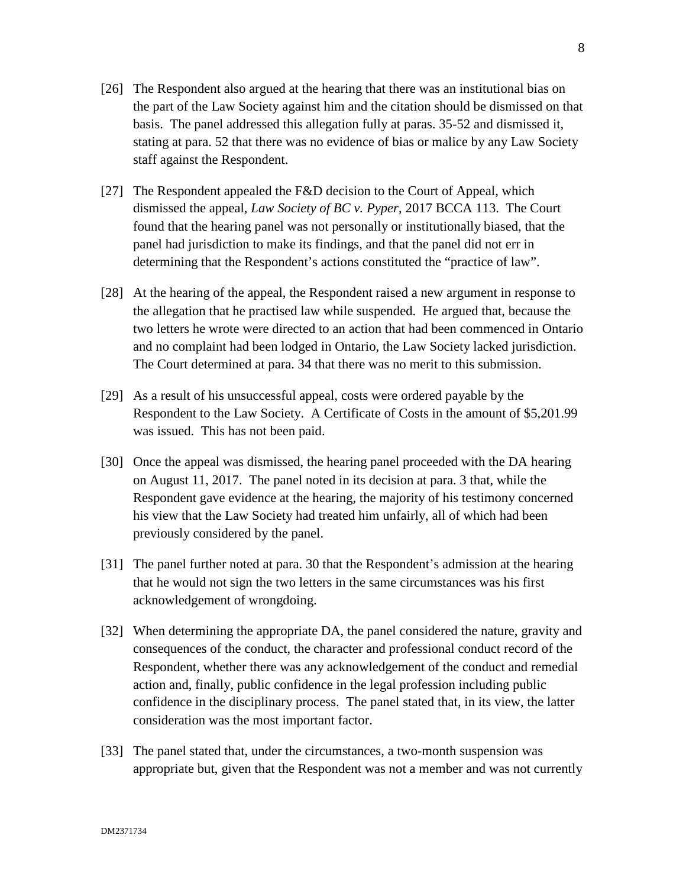[26] The Respondent also argued at the hearing that there was an institutional bias on the part of the Law Society against him and the citation should be dismissed on that basis. The panel addressed this allegation fully at paras. 35-52 and dismissed it, stating at para. 52 that there was no evidence of bias or malice by any Law Society staff against the Respondent.

[27] The Respondent appealed the F&D decision to the Court of Appeal, which dismissed the appeal, *Law Society of BC v. Pyper*, 2017 BCCA 113. The Court found that the hearing panel was not personally or institutionally biased, that the panel had jurisdiction to make its findings, and that the panel did not err in determining that the Respondent's actions constituted the "practice of law".

[28] At the hearing of the appeal, the Respondent raised a new argument in response to the allegation that he practised law while suspended. He argued that, because the two letters he wrote were directed to an action that had been commenced in Ontario and no complaint had been lodged in Ontario, the Law Society lacked jurisdiction. The Court determined at para. 34 that there was no merit to this submission.

[29] As a result of his unsuccessful appeal, costs were ordered payable by the Respondent to the Law Society. A Certificate of Costs in the amount of $5,201.99 was issued. This has not been paid.

[30] Once the appeal was dismissed, the hearing panel proceeded with the DA hearing on August 11, 2017. The panel noted in its decision at para. 3 that, while the Respondent gave evidence at the hearing, the majority of his testimony concerned his view that the Law Society had treated him unfairly, all of which had been previously considered by the panel.

[31] The panel further noted at para. 30 that the Respondent's admission at the hearing that he would not sign the two letters in the same circumstances was his first acknowledgement of wrongdoing.

[32] When determining the appropriate DA, the panel considered the nature, gravity and consequences of the conduct, the character and professional conduct record of the Respondent, whether there was any acknowledgement of the conduct and remedial action and, finally, public confidence in the legal profession including public confidence in the disciplinary process. The panel stated that, in its view, the latter consideration was the most important factor.

[33] The panel stated that, under the circumstances, a two-month suspension was appropriate but, given that the Respondent was not a member and was not currently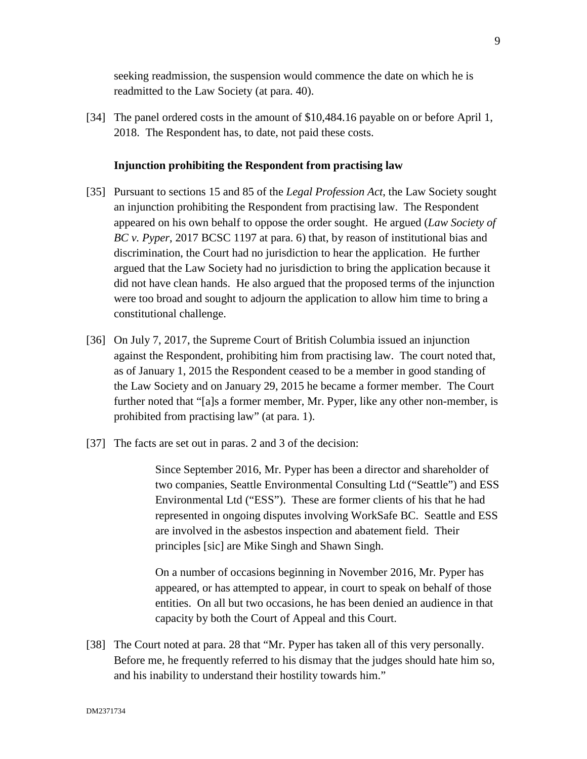seeking readmission, the suspension would commence the date on which he is readmitted to the Law Society (at para. 40).

[34] The panel ordered costs in the amount of $10,484.16 payable on or before April 1, 2018. The Respondent has, to date, not paid these costs.

**Injunction prohibiting the Respondent from practising law**

[35] Pursuant to sections 15 and 85 of the *Legal Profession Act*, the Law Society sought an injunction prohibiting the Respondent from practising law. The Respondent appeared on his own behalf to oppose the order sought. He argued (*Law Society of BC v. Pyper*, 2017 BCSC 1197 at para. 6) that, by reason of institutional bias and discrimination, the Court had no jurisdiction to hear the application. He further argued that the Law Society had no jurisdiction to bring the application because it did not have clean hands. He also argued that the proposed terms of the injunction were too broad and sought to adjourn the application to allow him time to bring a constitutional challenge.

[36] On July 7, 2017, the Supreme Court of British Columbia issued an injunction against the Respondent, prohibiting him from practising law. The court noted that, as of January 1, 2015 the Respondent ceased to be a member in good standing of the Law Society and on January 29, 2015 he became a former member. The Court further noted that "[a]s a former member, Mr. Pyper, like any other non-member, is prohibited from practising law" (at para. 1).

[37] The facts are set out in paras. 2 and 3 of the decision:

> Since September 2016, Mr. Pyper has been a director and shareholder of two companies, Seattle Environmental Consulting Ltd ("Seattle") and ESS Environmental Ltd ("ESS"). These are former clients of his that he had represented in ongoing disputes involving WorkSafe BC. Seattle and ESS are involved in the asbestos inspection and abatement field. Their principles [sic] are Mike Singh and Shawn Singh.
>
> On a number of occasions beginning in November 2016, Mr. Pyper has appeared, or has attempted to appear, in court to speak on behalf of those entities. On all but two occasions, he has been denied an audience in that capacity by both the Court of Appeal and this Court.

[38] The Court noted at para. 28 that "Mr. Pyper has taken all of this very personally. Before me, he frequently referred to his dismay that the judges should hate him so, and his inability to understand their hostility towards him."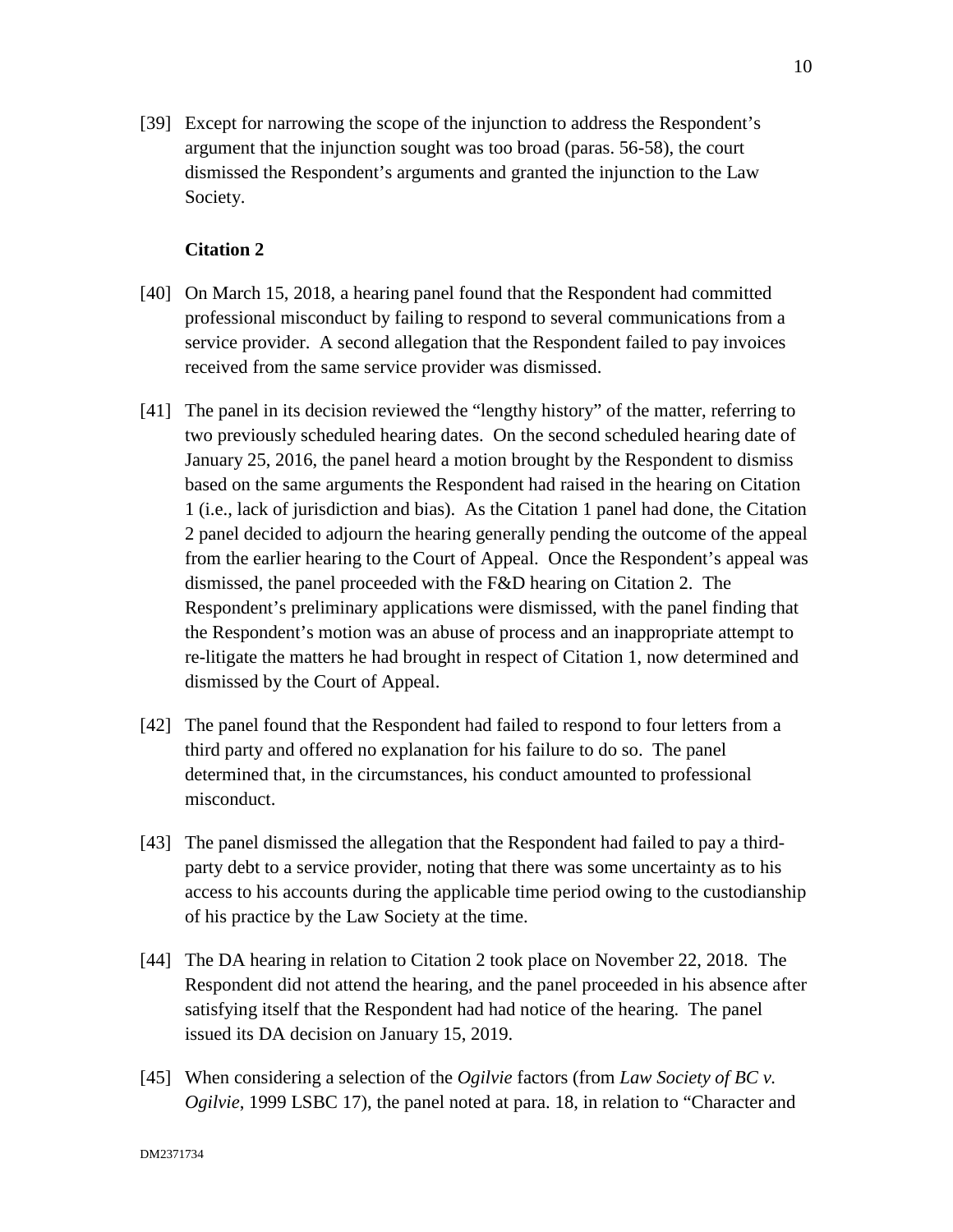[39] Except for narrowing the scope of the injunction to address the Respondent's argument that the injunction sought was too broad (paras. 56-58), the court dismissed the Respondent's arguments and granted the injunction to the Law Society.

**Citation 2**

[40] On March 15, 2018, a hearing panel found that the Respondent had committed professional misconduct by failing to respond to several communications from a service provider. A second allegation that the Respondent failed to pay invoices received from the same service provider was dismissed.

[41] The panel in its decision reviewed the "lengthy history" of the matter, referring to two previously scheduled hearing dates. On the second scheduled hearing date of January 25, 2016, the panel heard a motion brought by the Respondent to dismiss based on the same arguments the Respondent had raised in the hearing on Citation 1 (i.e., lack of jurisdiction and bias). As the Citation 1 panel had done, the Citation 2 panel decided to adjourn the hearing generally pending the outcome of the appeal from the earlier hearing to the Court of Appeal. Once the Respondent's appeal was dismissed, the panel proceeded with the F&D hearing on Citation 2. The Respondent's preliminary applications were dismissed, with the panel finding that the Respondent's motion was an abuse of process and an inappropriate attempt to re-litigate the matters he had brought in respect of Citation 1, now determined and dismissed by the Court of Appeal.

[42] The panel found that the Respondent had failed to respond to four letters from a third party and offered no explanation for his failure to do so. The panel determined that, in the circumstances, his conduct amounted to professional misconduct.

[43] The panel dismissed the allegation that the Respondent had failed to pay a third-party debt to a service provider, noting that there was some uncertainty as to his access to his accounts during the applicable time period owing to the custodianship of his practice by the Law Society at the time.

[44] The DA hearing in relation to Citation 2 took place on November 22, 2018. The Respondent did not attend the hearing, and the panel proceeded in his absence after satisfying itself that the Respondent had had notice of the hearing. The panel issued its DA decision on January 15, 2019.

[45] When considering a selection of the *Ogilvie* factors (from *Law Society of BC v. Ogilvie*, 1999 LSBC 17), the panel noted at para. 18, in relation to "Character and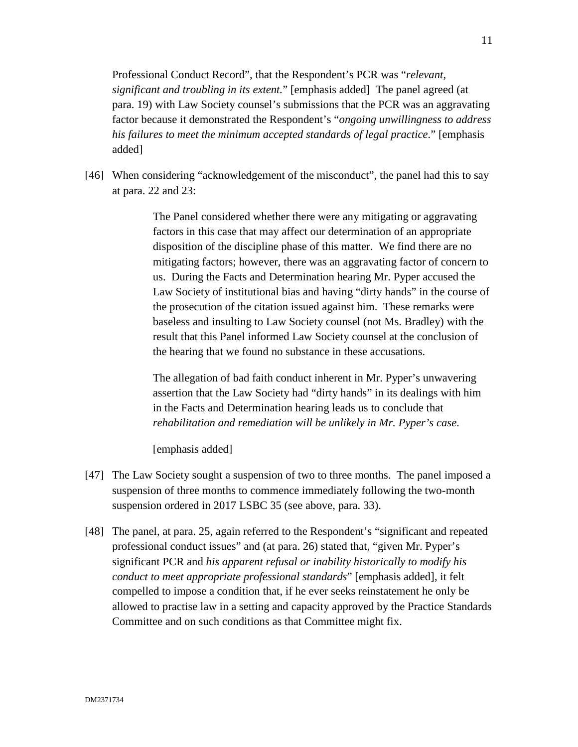Professional Conduct Record", that the Respondent's PCR was "*relevant, significant and troubling in its extent.*" [emphasis added] The panel agreed (at para. 19) with Law Society counsel's submissions that the PCR was an aggravating factor because it demonstrated the Respondent's "*ongoing unwillingness to address his failures to meet the minimum accepted standards of legal practice*." [emphasis added]

[46] When considering "acknowledgement of the misconduct", the panel had this to say at para. 22 and 23:

> The Panel considered whether there were any mitigating or aggravating factors in this case that may affect our determination of an appropriate disposition of the discipline phase of this matter. We find there are no mitigating factors; however, there was an aggravating factor of concern to us. During the Facts and Determination hearing Mr. Pyper accused the Law Society of institutional bias and having "dirty hands" in the course of the prosecution of the citation issued against him. These remarks were baseless and insulting to Law Society counsel (not Ms. Bradley) with the result that this Panel informed Law Society counsel at the conclusion of the hearing that we found no substance in these accusations.
>
> The allegation of bad faith conduct inherent in Mr. Pyper's unwavering assertion that the Law Society had "dirty hands" in its dealings with him in the Facts and Determination hearing leads us to conclude that *rehabilitation and remediation will be unlikely in Mr. Pyper's case*.
>
> [emphasis added]

[47] The Law Society sought a suspension of two to three months. The panel imposed a suspension of three months to commence immediately following the two-month suspension ordered in 2017 LSBC 35 (see above, para. 33).

[48] The panel, at para. 25, again referred to the Respondent's "significant and repeated professional conduct issues" and (at para. 26) stated that, "given Mr. Pyper's significant PCR and *his apparent refusal or inability historically to modify his conduct to meet appropriate professional standards*" [emphasis added], it felt compelled to impose a condition that, if he ever seeks reinstatement he only be allowed to practise law in a setting and capacity approved by the Practice Standards Committee and on such conditions as that Committee might fix.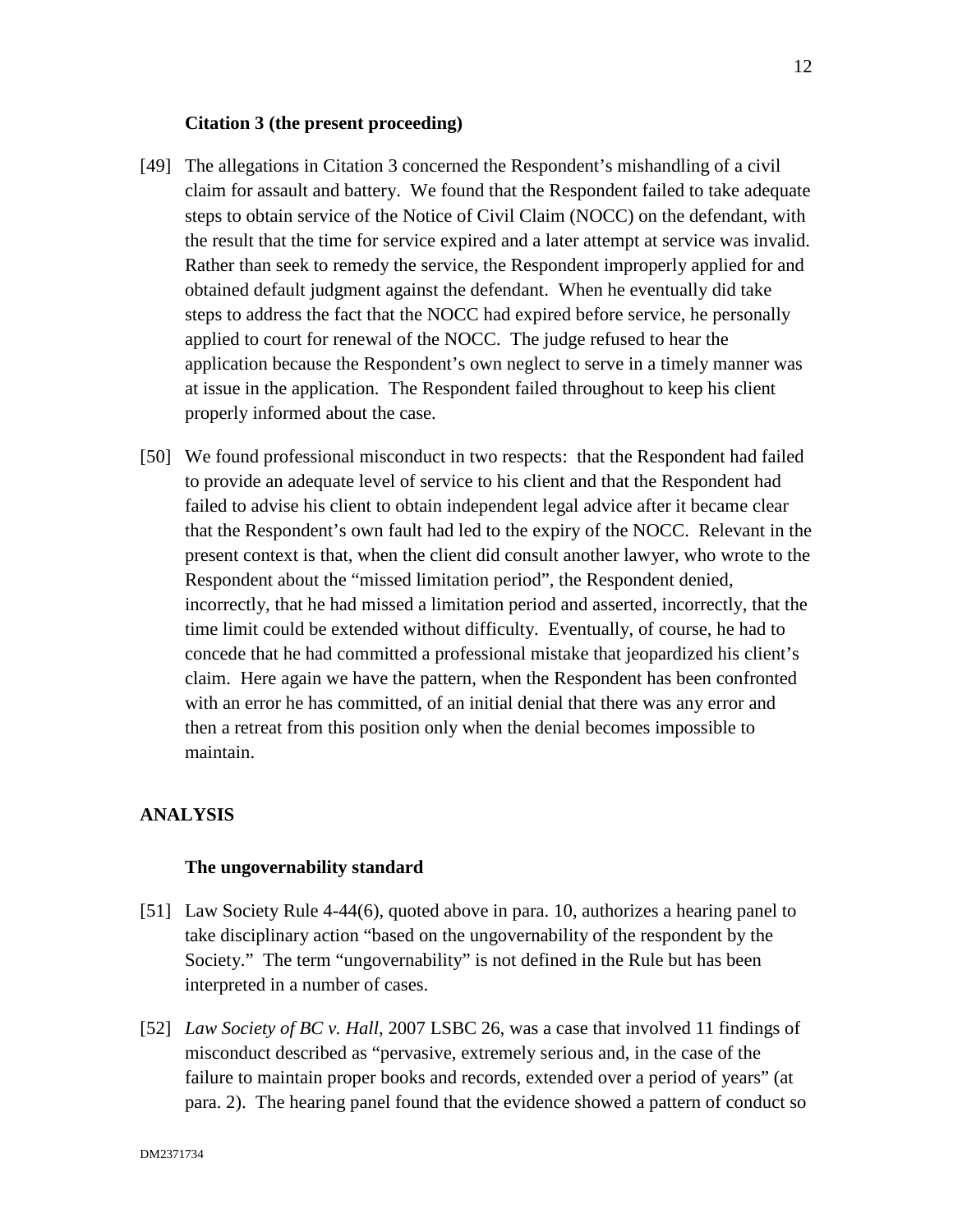### Citation 3 (the present proceeding)

[49] The allegations in Citation 3 concerned the Respondent's mishandling of a civil claim for assault and battery. We found that the Respondent failed to take adequate steps to obtain service of the Notice of Civil Claim (NOCC) on the defendant, with the result that the time for service expired and a later attempt at service was invalid. Rather than seek to remedy the service, the Respondent improperly applied for and obtained default judgment against the defendant. When he eventually did take steps to address the fact that the NOCC had expired before service, he personally applied to court for renewal of the NOCC. The judge refused to hear the application because the Respondent's own neglect to serve in a timely manner was at issue in the application. The Respondent failed throughout to keep his client properly informed about the case.

[50] We found professional misconduct in two respects: that the Respondent had failed to provide an adequate level of service to his client and that the Respondent had failed to advise his client to obtain independent legal advice after it became clear that the Respondent's own fault had led to the expiry of the NOCC. Relevant in the present context is that, when the client did consult another lawyer, who wrote to the Respondent about the "missed limitation period", the Respondent denied, incorrectly, that he had missed a limitation period and asserted, incorrectly, that the time limit could be extended without difficulty. Eventually, of course, he had to concede that he had committed a professional mistake that jeopardized his client's claim. Here again we have the pattern, when the Respondent has been confronted with an error he has committed, of an initial denial that there was any error and then a retreat from this position only when the denial becomes impossible to maintain.

## ANALYSIS

### The ungovernability standard

[51] Law Society Rule 4-44(6), quoted above in para. 10, authorizes a hearing panel to take disciplinary action "based on the ungovernability of the respondent by the Society." The term "ungovernability" is not defined in the Rule but has been interpreted in a number of cases.

[52] *Law Society of BC v. Hall*, 2007 LSBC 26, was a case that involved 11 findings of misconduct described as "pervasive, extremely serious and, in the case of the failure to maintain proper books and records, extended over a period of years" (at para. 2). The hearing panel found that the evidence showed a pattern of conduct so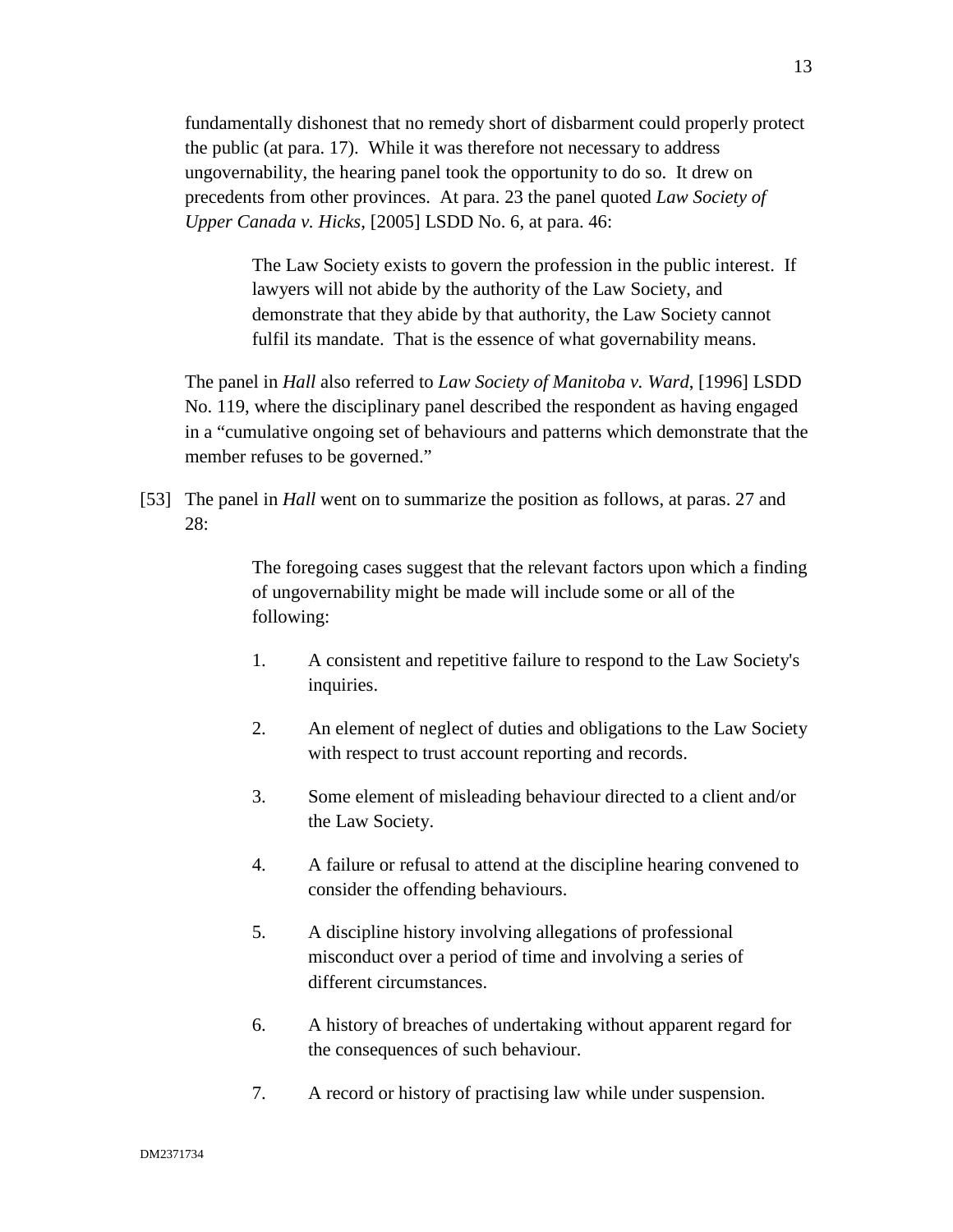fundamentally dishonest that no remedy short of disbarment could properly protect the public (at para. 17). While it was therefore not necessary to address ungovernability, the hearing panel took the opportunity to do so. It drew on precedents from other provinces. At para. 23 the panel quoted *Law Society of Upper Canada v. Hicks*, [2005] LSDD No. 6, at para. 46:

> The Law Society exists to govern the profession in the public interest. If lawyers will not abide by the authority of the Law Society, and demonstrate that they abide by that authority, the Law Society cannot fulfil its mandate. That is the essence of what governability means.

The panel in *Hall* also referred to *Law Society of Manitoba v. Ward*, [1996] LSDD No. 119, where the disciplinary panel described the respondent as having engaged in a "cumulative ongoing set of behaviours and patterns which demonstrate that the member refuses to be governed."

[53] The panel in *Hall* went on to summarize the position as follows, at paras. 27 and 28:

> The foregoing cases suggest that the relevant factors upon which a finding of ungovernability might be made will include some or all of the following:
>
> 1. A consistent and repetitive failure to respond to the Law Society's inquiries.
>
> 2. An element of neglect of duties and obligations to the Law Society with respect to trust account reporting and records.
>
> 3. Some element of misleading behaviour directed to a client and/or the Law Society.
>
> 4. A failure or refusal to attend at the discipline hearing convened to consider the offending behaviours.
>
> 5. A discipline history involving allegations of professional misconduct over a period of time and involving a series of different circumstances.
>
> 6. A history of breaches of undertaking without apparent regard for the consequences of such behaviour.
>
> 7. A record or history of practising law while under suspension.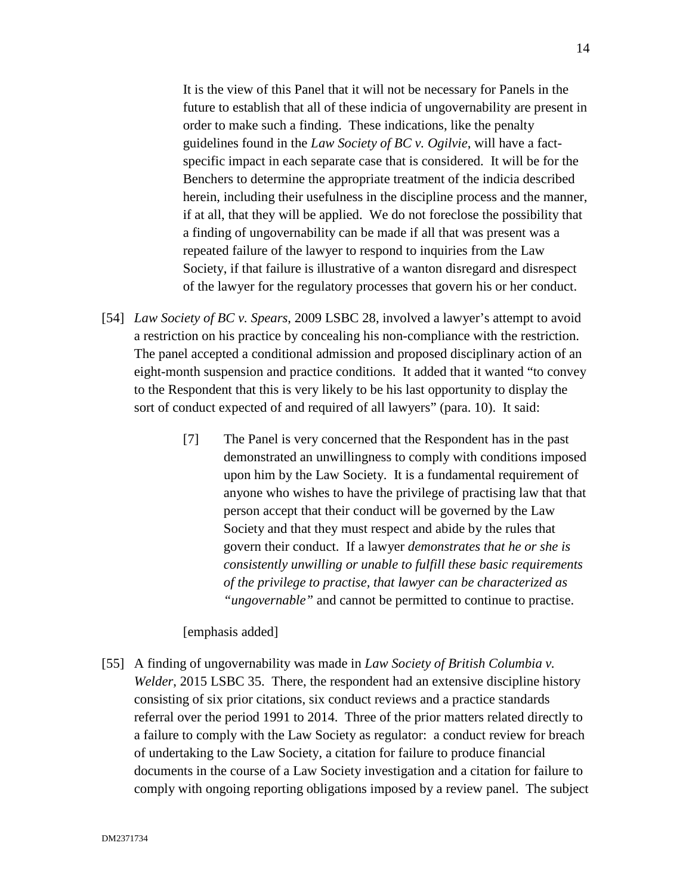> It is the view of this Panel that it will not be necessary for Panels in the future to establish that all of these indicia of ungovernability are present in order to make such a finding. These indications, like the penalty guidelines found in the *Law Society of BC v. Ogilvie*, will have a fact-specific impact in each separate case that is considered. It will be for the Benchers to determine the appropriate treatment of the indicia described herein, including their usefulness in the discipline process and the manner, if at all, that they will be applied. We do not foreclose the possibility that a finding of ungovernability can be made if all that was present was a repeated failure of the lawyer to respond to inquiries from the Law Society, if that failure is illustrative of a wanton disregard and disrespect of the lawyer for the regulatory processes that govern his or her conduct.

[54] *Law Society of BC v. Spears*, 2009 LSBC 28, involved a lawyer's attempt to avoid a restriction on his practice by concealing his non-compliance with the restriction. The panel accepted a conditional admission and proposed disciplinary action of an eight-month suspension and practice conditions. It added that it wanted "to convey to the Respondent that this is very likely to be his last opportunity to display the sort of conduct expected of and required of all lawyers" (para. 10). It said:

> [7] The Panel is very concerned that the Respondent has in the past demonstrated an unwillingness to comply with conditions imposed upon him by the Law Society. It is a fundamental requirement of anyone who wishes to have the privilege of practising law that that person accept that their conduct will be governed by the Law Society and that they must respect and abide by the rules that govern their conduct. If a lawyer *demonstrates that he or she is consistently unwilling or unable to fulfill these basic requirements of the privilege to practise, that lawyer can be characterized as "ungovernable"* and cannot be permitted to continue to practise.
>
> [emphasis added]

[55] A finding of ungovernability was made in *Law Society of British Columbia v. Welder*, 2015 LSBC 35. There, the respondent had an extensive discipline history consisting of six prior citations, six conduct reviews and a practice standards referral over the period 1991 to 2014. Three of the prior matters related directly to a failure to comply with the Law Society as regulator: a conduct review for breach of undertaking to the Law Society, a citation for failure to produce financial documents in the course of a Law Society investigation and a citation for failure to comply with ongoing reporting obligations imposed by a review panel. The subject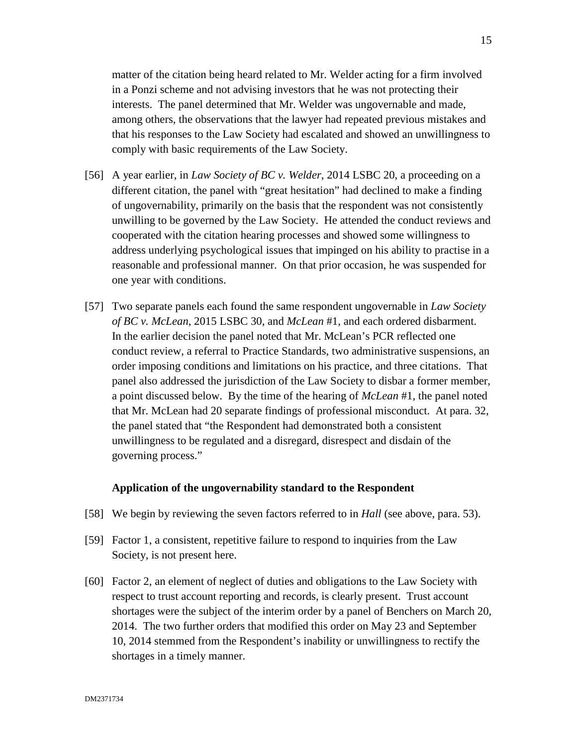matter of the citation being heard related to Mr. Welder acting for a firm involved in a Ponzi scheme and not advising investors that he was not protecting their interests. The panel determined that Mr. Welder was ungovernable and made, among others, the observations that the lawyer had repeated previous mistakes and that his responses to the Law Society had escalated and showed an unwillingness to comply with basic requirements of the Law Society.

[56] A year earlier, in *Law Society of BC v. Welder*, 2014 LSBC 20, a proceeding on a different citation, the panel with "great hesitation" had declined to make a finding of ungovernability, primarily on the basis that the respondent was not consistently unwilling to be governed by the Law Society. He attended the conduct reviews and cooperated with the citation hearing processes and showed some willingness to address underlying psychological issues that impinged on his ability to practise in a reasonable and professional manner. On that prior occasion, he was suspended for one year with conditions.

[57] Two separate panels each found the same respondent ungovernable in *Law Society of BC v. McLean*, 2015 LSBC 30, and *McLean* #1, and each ordered disbarment. In the earlier decision the panel noted that Mr. McLean's PCR reflected one conduct review, a referral to Practice Standards, two administrative suspensions, an order imposing conditions and limitations on his practice, and three citations. That panel also addressed the jurisdiction of the Law Society to disbar a former member, a point discussed below. By the time of the hearing of *McLean* #1, the panel noted that Mr. McLean had 20 separate findings of professional misconduct. At para. 32, the panel stated that "the Respondent had demonstrated both a consistent unwillingness to be regulated and a disregard, disrespect and disdain of the governing process."

**Application of the ungovernability standard to the Respondent**

[58] We begin by reviewing the seven factors referred to in *Hall* (see above, para. 53).

[59] Factor 1, a consistent, repetitive failure to respond to inquiries from the Law Society, is not present here.

[60] Factor 2, an element of neglect of duties and obligations to the Law Society with respect to trust account reporting and records, is clearly present. Trust account shortages were the subject of the interim order by a panel of Benchers on March 20, 2014. The two further orders that modified this order on May 23 and September 10, 2014 stemmed from the Respondent's inability or unwillingness to rectify the shortages in a timely manner.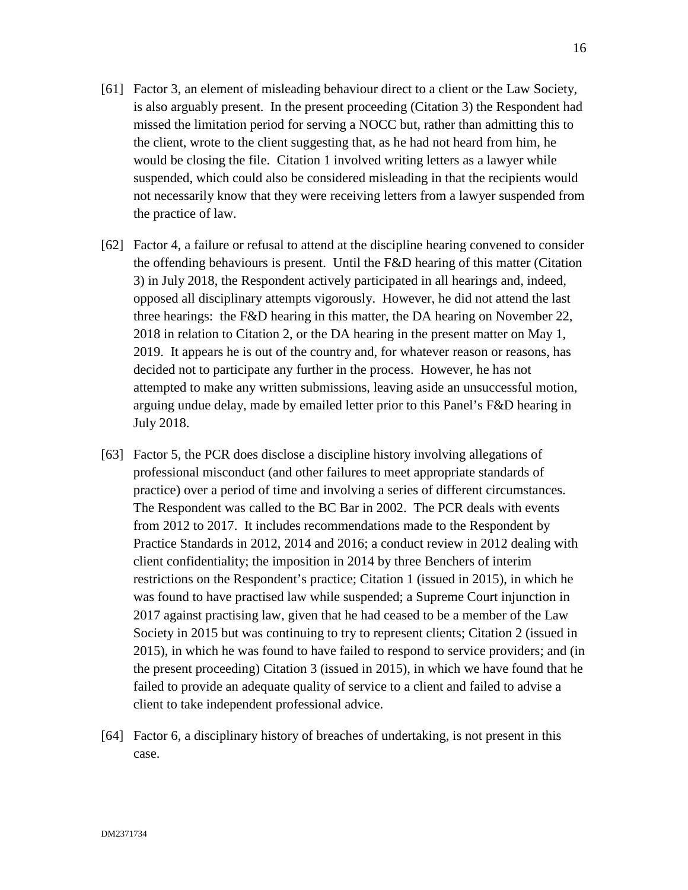[61] Factor 3, an element of misleading behaviour direct to a client or the Law Society, is also arguably present. In the present proceeding (Citation 3) the Respondent had missed the limitation period for serving a NOCC but, rather than admitting this to the client, wrote to the client suggesting that, as he had not heard from him, he would be closing the file. Citation 1 involved writing letters as a lawyer while suspended, which could also be considered misleading in that the recipients would not necessarily know that they were receiving letters from a lawyer suspended from the practice of law.

[62] Factor 4, a failure or refusal to attend at the discipline hearing convened to consider the offending behaviours is present. Until the F&D hearing of this matter (Citation 3) in July 2018, the Respondent actively participated in all hearings and, indeed, opposed all disciplinary attempts vigorously. However, he did not attend the last three hearings: the F&D hearing in this matter, the DA hearing on November 22, 2018 in relation to Citation 2, or the DA hearing in the present matter on May 1, 2019. It appears he is out of the country and, for whatever reason or reasons, has decided not to participate any further in the process. However, he has not attempted to make any written submissions, leaving aside an unsuccessful motion, arguing undue delay, made by emailed letter prior to this Panel's F&D hearing in July 2018.

[63] Factor 5, the PCR does disclose a discipline history involving allegations of professional misconduct (and other failures to meet appropriate standards of practice) over a period of time and involving a series of different circumstances. The Respondent was called to the BC Bar in 2002. The PCR deals with events from 2012 to 2017. It includes recommendations made to the Respondent by Practice Standards in 2012, 2014 and 2016; a conduct review in 2012 dealing with client confidentiality; the imposition in 2014 by three Benchers of interim restrictions on the Respondent's practice; Citation 1 (issued in 2015), in which he was found to have practised law while suspended; a Supreme Court injunction in 2017 against practising law, given that he had ceased to be a member of the Law Society in 2015 but was continuing to try to represent clients; Citation 2 (issued in 2015), in which he was found to have failed to respond to service providers; and (in the present proceeding) Citation 3 (issued in 2015), in which we have found that he failed to provide an adequate quality of service to a client and failed to advise a client to take independent professional advice.

[64] Factor 6, a disciplinary history of breaches of undertaking, is not present in this case.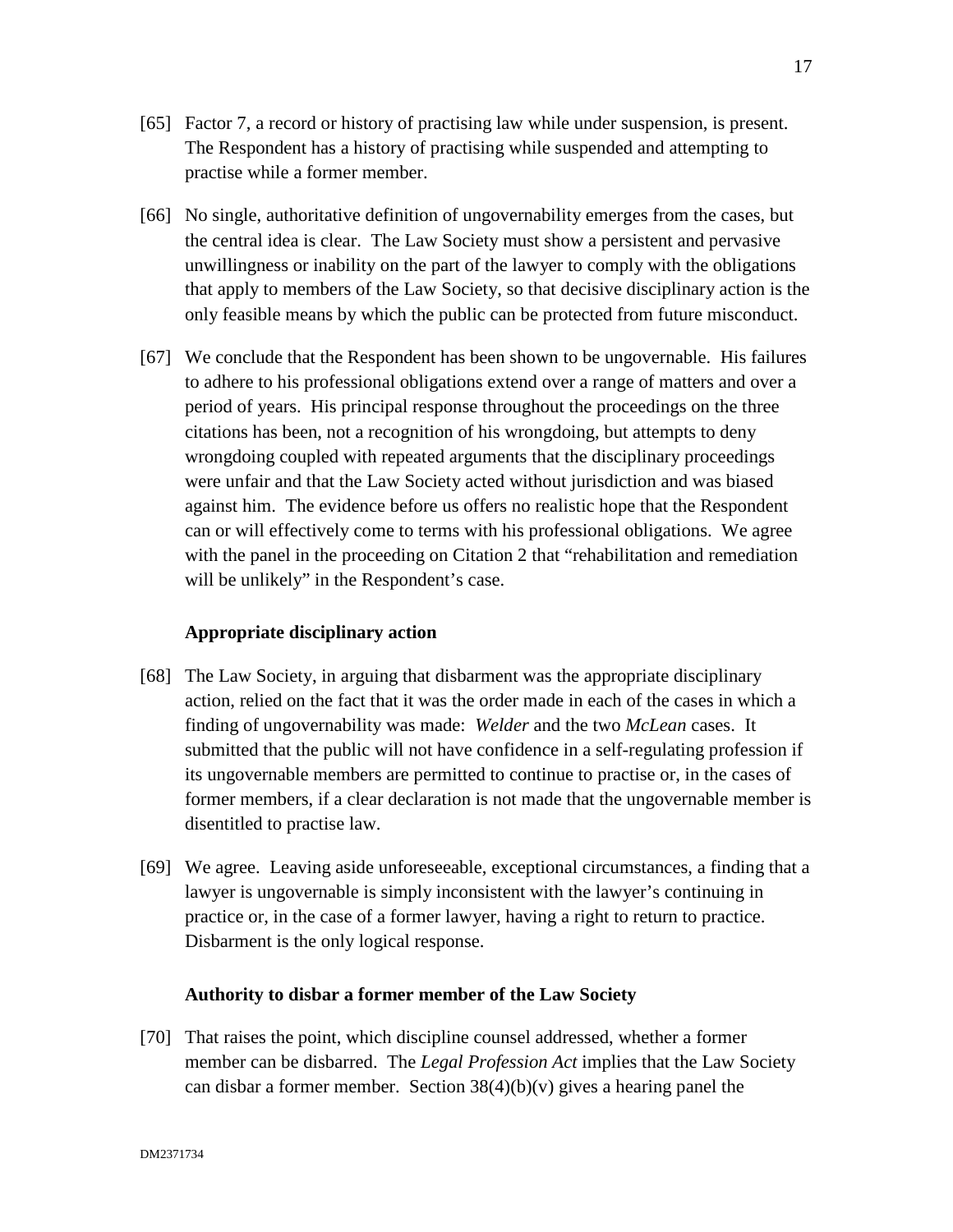[65] Factor 7, a record or history of practising law while under suspension, is present. The Respondent has a history of practising while suspended and attempting to practise while a former member.

[66] No single, authoritative definition of ungovernability emerges from the cases, but the central idea is clear. The Law Society must show a persistent and pervasive unwillingness or inability on the part of the lawyer to comply with the obligations that apply to members of the Law Society, so that decisive disciplinary action is the only feasible means by which the public can be protected from future misconduct.

[67] We conclude that the Respondent has been shown to be ungovernable. His failures to adhere to his professional obligations extend over a range of matters and over a period of years. His principal response throughout the proceedings on the three citations has been, not a recognition of his wrongdoing, but attempts to deny wrongdoing coupled with repeated arguments that the disciplinary proceedings were unfair and that the Law Society acted without jurisdiction and was biased against him. The evidence before us offers no realistic hope that the Respondent can or will effectively come to terms with his professional obligations. We agree with the panel in the proceeding on Citation 2 that "rehabilitation and remediation will be unlikely" in the Respondent's case.

### Appropriate disciplinary action

[68] The Law Society, in arguing that disbarment was the appropriate disciplinary action, relied on the fact that it was the order made in each of the cases in which a finding of ungovernability was made: *Welder* and the two *McLean* cases. It submitted that the public will not have confidence in a self-regulating profession if its ungovernable members are permitted to continue to practise or, in the cases of former members, if a clear declaration is not made that the ungovernable member is disentitled to practise law.

[69] We agree. Leaving aside unforeseeable, exceptional circumstances, a finding that a lawyer is ungovernable is simply inconsistent with the lawyer's continuing in practice or, in the case of a former lawyer, having a right to return to practice. Disbarment is the only logical response.

### Authority to disbar a former member of the Law Society

[70] That raises the point, which discipline counsel addressed, whether a former member can be disbarred. The *Legal Profession Act* implies that the Law Society can disbar a former member. Section 38(4)(b)(v) gives a hearing panel the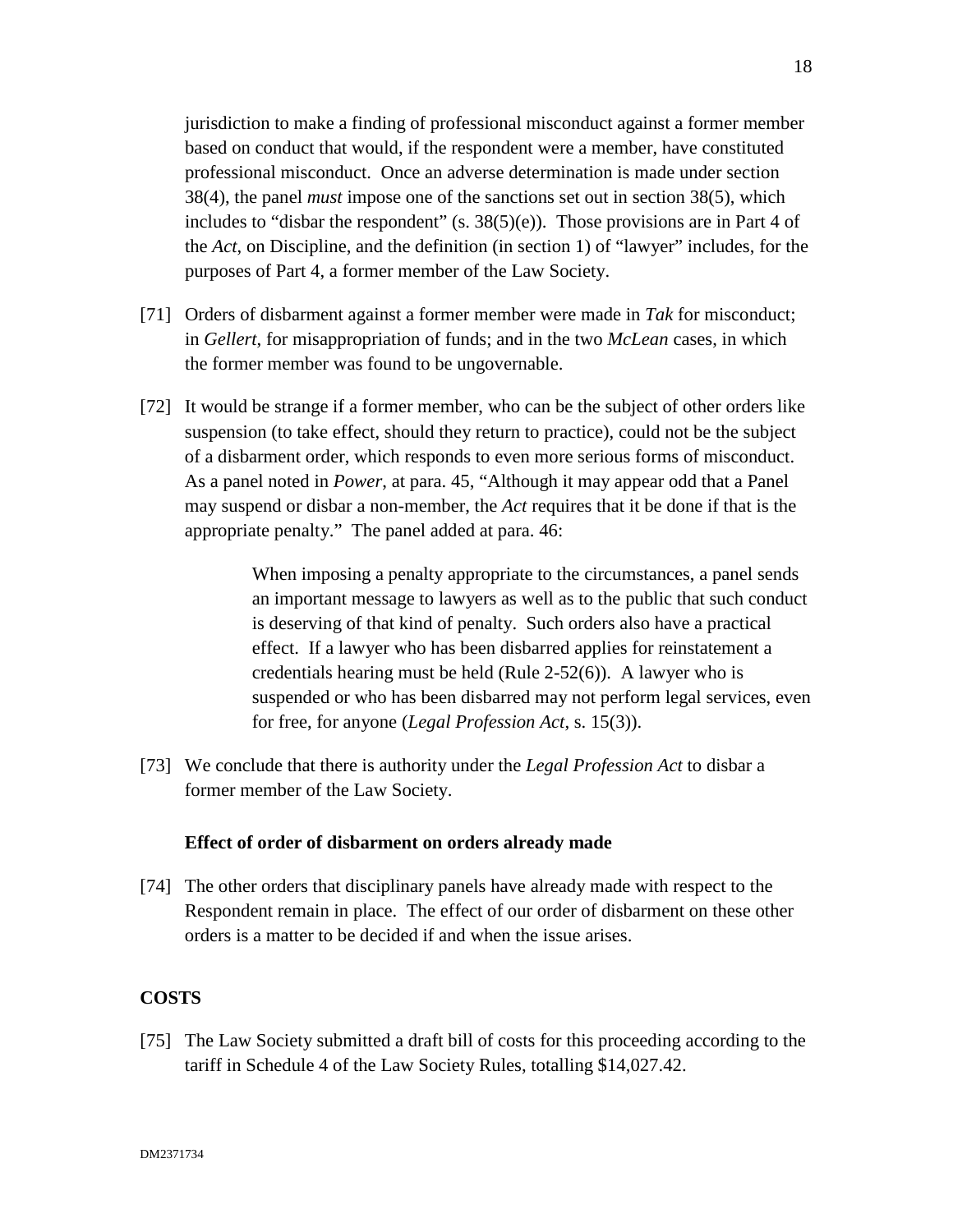jurisdiction to make a finding of professional misconduct against a former member based on conduct that would, if the respondent were a member, have constituted professional misconduct. Once an adverse determination is made under section 38(4), the panel *must* impose one of the sanctions set out in section 38(5), which includes to "disbar the respondent" (s. 38(5)(e)). Those provisions are in Part 4 of the *Act*, on Discipline, and the definition (in section 1) of "lawyer" includes, for the purposes of Part 4, a former member of the Law Society.

[71] Orders of disbarment against a former member were made in *Tak* for misconduct; in *Gellert*, for misappropriation of funds; and in the two *McLean* cases, in which the former member was found to be ungovernable.

[72] It would be strange if a former member, who can be the subject of other orders like suspension (to take effect, should they return to practice), could not be the subject of a disbarment order, which responds to even more serious forms of misconduct. As a panel noted in *Power*, at para. 45, "Although it may appear odd that a Panel may suspend or disbar a non-member, the *Act* requires that it be done if that is the appropriate penalty." The panel added at para. 46:

> When imposing a penalty appropriate to the circumstances, a panel sends an important message to lawyers as well as to the public that such conduct is deserving of that kind of penalty. Such orders also have a practical effect. If a lawyer who has been disbarred applies for reinstatement a credentials hearing must be held (Rule 2-52(6)). A lawyer who is suspended or who has been disbarred may not perform legal services, even for free, for anyone (*Legal Profession Act*, s. 15(3)).

[73] We conclude that there is authority under the *Legal Profession Act* to disbar a former member of the Law Society.

### Effect of order of disbarment on orders already made

[74] The other orders that disciplinary panels have already made with respect to the Respondent remain in place. The effect of our order of disbarment on these other orders is a matter to be decided if and when the issue arises.

## COSTS

[75] The Law Society submitted a draft bill of costs for this proceeding according to the tariff in Schedule 4 of the Law Society Rules, totalling $14,027.42.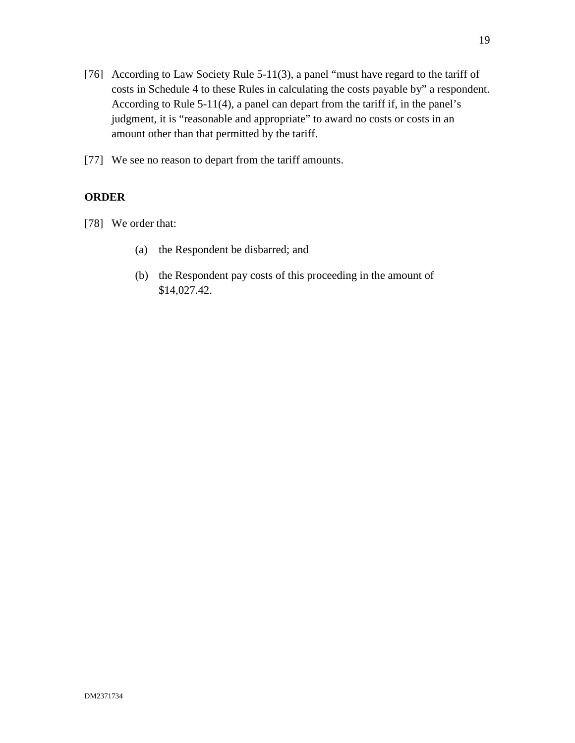[76] According to Law Society Rule 5-11(3), a panel "must have regard to the tariff of costs in Schedule 4 to these Rules in calculating the costs payable by" a respondent. According to Rule 5-11(4), a panel can depart from the tariff if, in the panel's judgment, it is "reasonable and appropriate" to award no costs or costs in an amount other than that permitted by the tariff.

[77] We see no reason to depart from the tariff amounts.

**ORDER**

[78] We order that:

(a) the Respondent be disbarred; and

(b) the Respondent pay costs of this proceeding in the amount of $14,027.42.